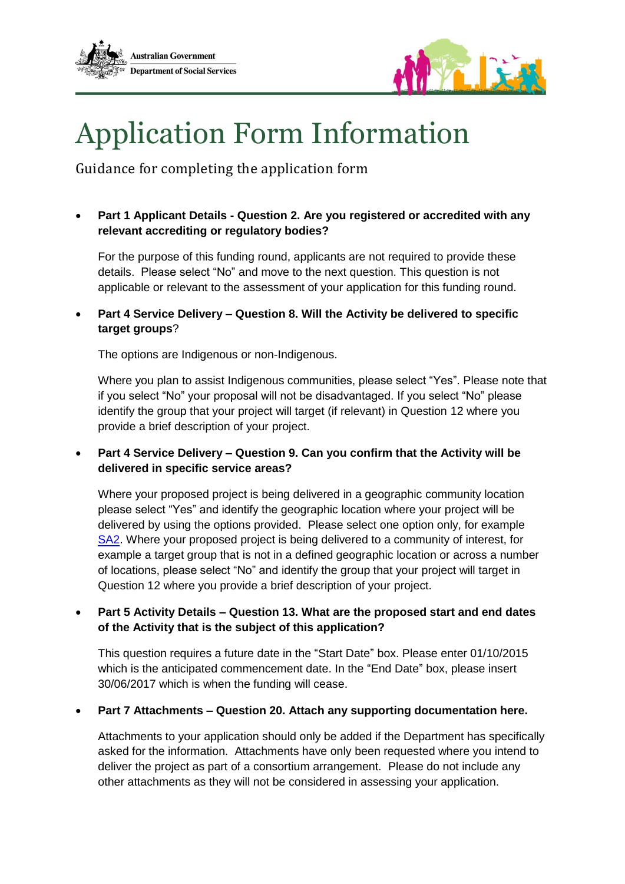Australian Government
Department of Social Services

# Application Form Information

## Guidance for completing the application form

- **Part 1 Applicant Details - Question 2. Are you registered or accredited with any relevant accrediting or regulatory bodies?**

  For the purpose of this funding round, applicants are not required to provide these details. Please select "No" and move to the next question. This question is not applicable or relevant to the assessment of your application for this funding round.

- **Part 4 Service Delivery – Question 8. Will the Activity be delivered to specific target groups**?

  The options are Indigenous or non-Indigenous.

  Where you plan to assist Indigenous communities, please select "Yes". Please note that if you select "No" your proposal will not be disadvantaged. If you select "No" please identify the group that your project will target (if relevant) in Question 12 where you provide a brief description of your project.

- **Part 4 Service Delivery – Question 9. Can you confirm that the Activity will be delivered in specific service areas?**

  Where your proposed project is being delivered in a geographic community location please select "Yes" and identify the geographic location where your project will be delivered by using the options provided. Please select one option only, for example SA2. Where your proposed project is being delivered to a community of interest, for example a target group that is not in a defined geographic location or across a number of locations, please select "No" and identify the group that your project will target in Question 12 where you provide a brief description of your project.

- **Part 5 Activity Details – Question 13. What are the proposed start and end dates of the Activity that is the subject of this application?**

  This question requires a future date in the "Start Date" box. Please enter 01/10/2015 which is the anticipated commencement date. In the "End Date" box, please insert 30/06/2017 which is when the funding will cease.

- **Part 7 Attachments – Question 20. Attach any supporting documentation here.**

  Attachments to your application should only be added if the Department has specifically asked for the information. Attachments have only been requested where you intend to deliver the project as part of a consortium arrangement. Please do not include any other attachments as they will not be considered in assessing your application.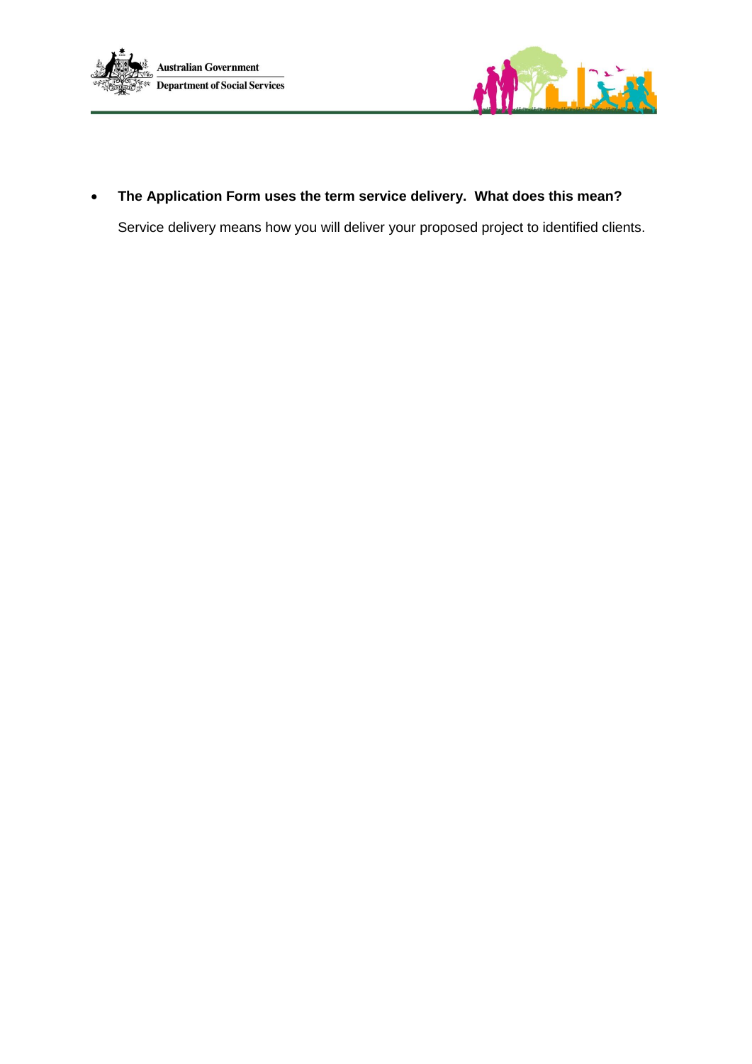- **The Application Form uses the term service delivery. What does this mean?**

  Service delivery means how you will deliver your proposed project to identified clients.